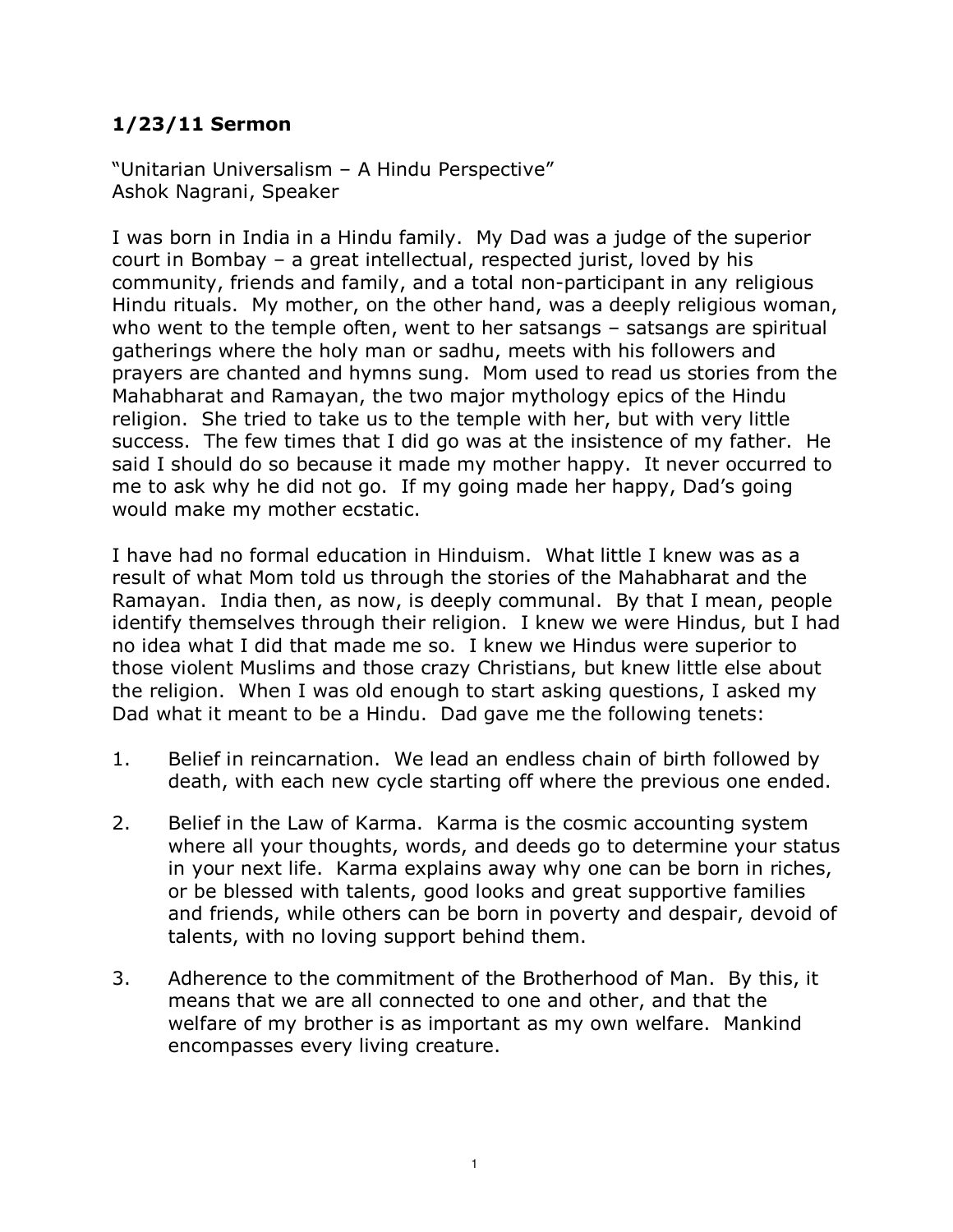# 1/23/11 Sermon

"Unitarian Universalism – A Hindu Perspective"
Ashok Nagrani, Speaker

I was born in India in a Hindu family. My Dad was a judge of the superior court in Bombay – a great intellectual, respected jurist, loved by his community, friends and family, and a total non-participant in any religious Hindu rituals. My mother, on the other hand, was a deeply religious woman, who went to the temple often, went to her satsangs – satsangs are spiritual gatherings where the holy man or sadhu, meets with his followers and prayers are chanted and hymns sung. Mom used to read us stories from the Mahabharat and Ramayan, the two major mythology epics of the Hindu religion. She tried to take us to the temple with her, but with very little success. The few times that I did go was at the insistence of my father. He said I should do so because it made my mother happy. It never occurred to me to ask why he did not go. If my going made her happy, Dad's going would make my mother ecstatic.

I have had no formal education in Hinduism. What little I knew was as a result of what Mom told us through the stories of the Mahabharat and the Ramayan. India then, as now, is deeply communal. By that I mean, people identify themselves through their religion. I knew we were Hindus, but I had no idea what I did that made me so. I knew we Hindus were superior to those violent Muslims and those crazy Christians, but knew little else about the religion. When I was old enough to start asking questions, I asked my Dad what it meant to be a Hindu. Dad gave me the following tenets:

1. Belief in reincarnation. We lead an endless chain of birth followed by death, with each new cycle starting off where the previous one ended.

2. Belief in the Law of Karma. Karma is the cosmic accounting system where all your thoughts, words, and deeds go to determine your status in your next life. Karma explains away why one can be born in riches, or be blessed with talents, good looks and great supportive families and friends, while others can be born in poverty and despair, devoid of talents, with no loving support behind them.

3. Adherence to the commitment of the Brotherhood of Man. By this, it means that we are all connected to one and other, and that the welfare of my brother is as important as my own welfare. Mankind encompasses every living creature.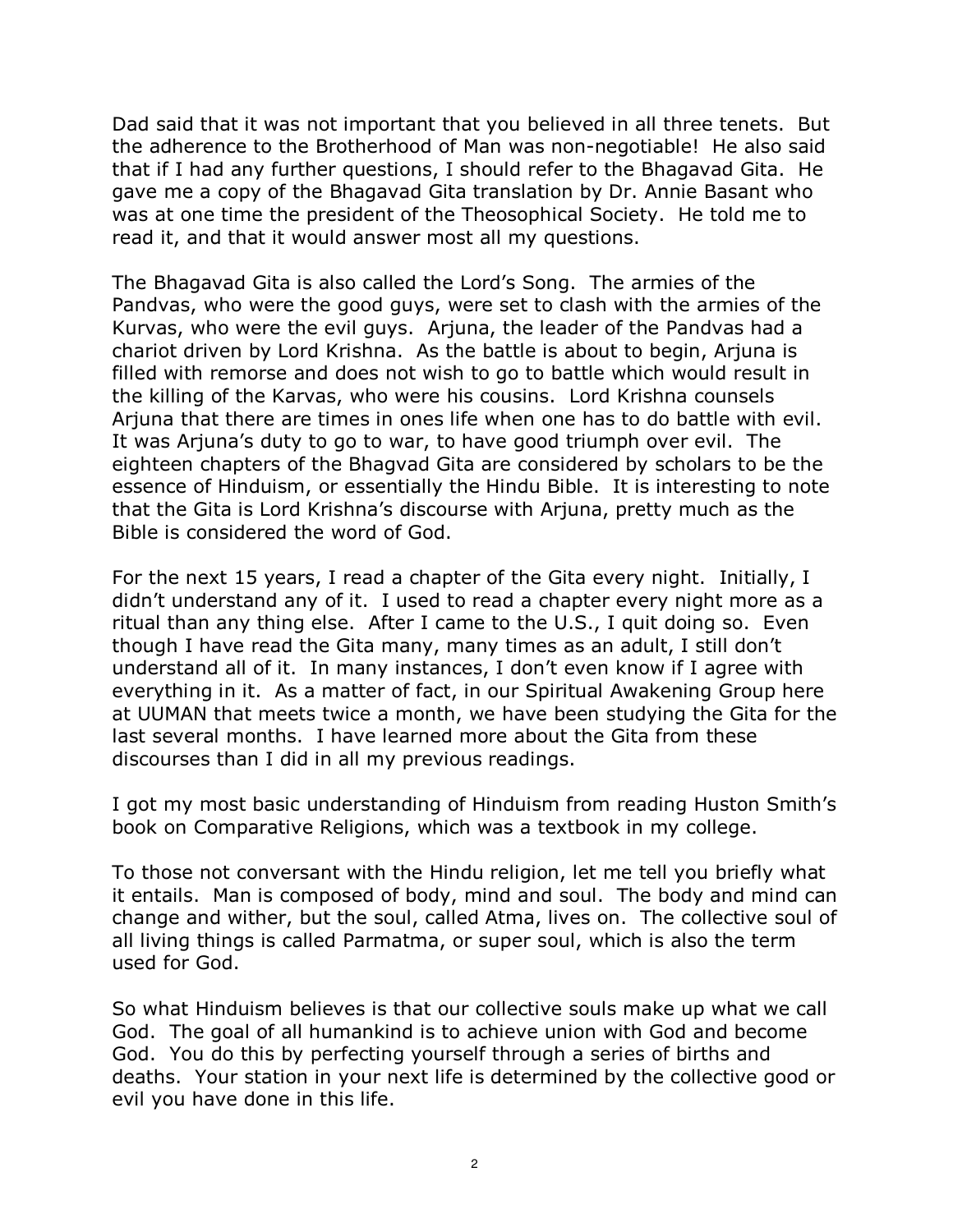Dad said that it was not important that you believed in all three tenets. But the adherence to the Brotherhood of Man was non-negotiable! He also said that if I had any further questions, I should refer to the Bhagavad Gita. He gave me a copy of the Bhagavad Gita translation by Dr. Annie Basant who was at one time the president of the Theosophical Society. He told me to read it, and that it would answer most all my questions.

The Bhagavad Gita is also called the Lord's Song. The armies of the Pandvas, who were the good guys, were set to clash with the armies of the Kurvas, who were the evil guys. Arjuna, the leader of the Pandvas had a chariot driven by Lord Krishna. As the battle is about to begin, Arjuna is filled with remorse and does not wish to go to battle which would result in the killing of the Karvas, who were his cousins. Lord Krishna counsels Arjuna that there are times in ones life when one has to do battle with evil. It was Arjuna's duty to go to war, to have good triumph over evil. The eighteen chapters of the Bhagvad Gita are considered by scholars to be the essence of Hinduism, or essentially the Hindu Bible. It is interesting to note that the Gita is Lord Krishna's discourse with Arjuna, pretty much as the Bible is considered the word of God.

For the next 15 years, I read a chapter of the Gita every night. Initially, I didn't understand any of it. I used to read a chapter every night more as a ritual than any thing else. After I came to the U.S., I quit doing so. Even though I have read the Gita many, many times as an adult, I still don't understand all of it. In many instances, I don't even know if I agree with everything in it. As a matter of fact, in our Spiritual Awakening Group here at UUMAN that meets twice a month, we have been studying the Gita for the last several months. I have learned more about the Gita from these discourses than I did in all my previous readings.

I got my most basic understanding of Hinduism from reading Huston Smith's book on Comparative Religions, which was a textbook in my college.

To those not conversant with the Hindu religion, let me tell you briefly what it entails. Man is composed of body, mind and soul. The body and mind can change and wither, but the soul, called Atma, lives on. The collective soul of all living things is called Parmatma, or super soul, which is also the term used for God.

So what Hinduism believes is that our collective souls make up what we call God. The goal of all humankind is to achieve union with God and become God. You do this by perfecting yourself through a series of births and deaths. Your station in your next life is determined by the collective good or evil you have done in this life.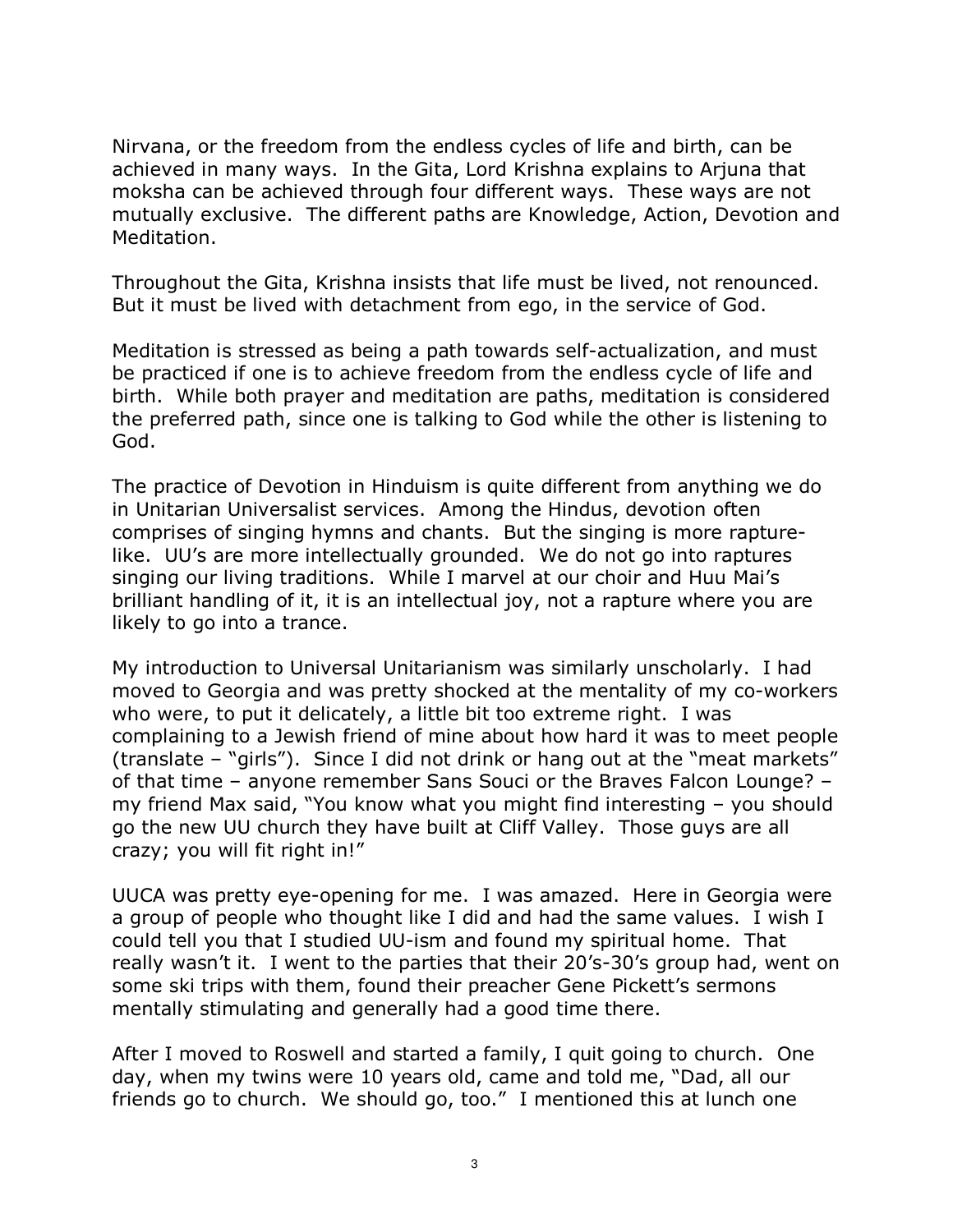Nirvana, or the freedom from the endless cycles of life and birth, can be achieved in many ways. In the Gita, Lord Krishna explains to Arjuna that moksha can be achieved through four different ways. These ways are not mutually exclusive. The different paths are Knowledge, Action, Devotion and Meditation.

Throughout the Gita, Krishna insists that life must be lived, not renounced. But it must be lived with detachment from ego, in the service of God.

Meditation is stressed as being a path towards self-actualization, and must be practiced if one is to achieve freedom from the endless cycle of life and birth. While both prayer and meditation are paths, meditation is considered the preferred path, since one is talking to God while the other is listening to God.

The practice of Devotion in Hinduism is quite different from anything we do in Unitarian Universalist services. Among the Hindus, devotion often comprises of singing hymns and chants. But the singing is more rapture-like. UU's are more intellectually grounded. We do not go into raptures singing our living traditions. While I marvel at our choir and Huu Mai's brilliant handling of it, it is an intellectual joy, not a rapture where you are likely to go into a trance.

My introduction to Universal Unitarianism was similarly unscholarly. I had moved to Georgia and was pretty shocked at the mentality of my co-workers who were, to put it delicately, a little bit too extreme right. I was complaining to a Jewish friend of mine about how hard it was to meet people (translate – "girls"). Since I did not drink or hang out at the "meat markets" of that time – anyone remember Sans Souci or the Braves Falcon Lounge? – my friend Max said, "You know what you might find interesting – you should go the new UU church they have built at Cliff Valley. Those guys are all crazy; you will fit right in!"

UUCA was pretty eye-opening for me. I was amazed. Here in Georgia were a group of people who thought like I did and had the same values. I wish I could tell you that I studied UU-ism and found my spiritual home. That really wasn't it. I went to the parties that their 20's-30's group had, went on some ski trips with them, found their preacher Gene Pickett's sermons mentally stimulating and generally had a good time there.

After I moved to Roswell and started a family, I quit going to church. One day, when my twins were 10 years old, came and told me, "Dad, all our friends go to church. We should go, too." I mentioned this at lunch one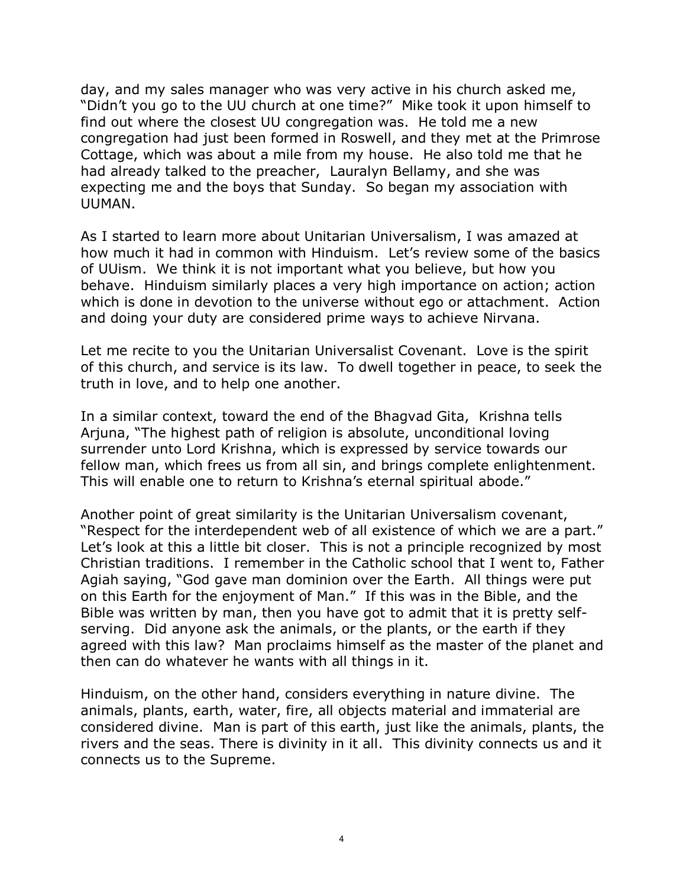day, and my sales manager who was very active in his church asked me, "Didn't you go to the UU church at one time?" Mike took it upon himself to find out where the closest UU congregation was. He told me a new congregation had just been formed in Roswell, and they met at the Primrose Cottage, which was about a mile from my house. He also told me that he had already talked to the preacher, Lauralyn Bellamy, and she was expecting me and the boys that Sunday. So began my association with UUMAN.

As I started to learn more about Unitarian Universalism, I was amazed at how much it had in common with Hinduism. Let's review some of the basics of UUism. We think it is not important what you believe, but how you behave. Hinduism similarly places a very high importance on action; action which is done in devotion to the universe without ego or attachment. Action and doing your duty are considered prime ways to achieve Nirvana.

Let me recite to you the Unitarian Universalist Covenant. Love is the spirit of this church, and service is its law. To dwell together in peace, to seek the truth in love, and to help one another.

In a similar context, toward the end of the Bhagvad Gita, Krishna tells Arjuna, "The highest path of religion is absolute, unconditional loving surrender unto Lord Krishna, which is expressed by service towards our fellow man, which frees us from all sin, and brings complete enlightenment. This will enable one to return to Krishna's eternal spiritual abode."

Another point of great similarity is the Unitarian Universalism covenant, "Respect for the interdependent web of all existence of which we are a part." Let's look at this a little bit closer. This is not a principle recognized by most Christian traditions. I remember in the Catholic school that I went to, Father Agiah saying, "God gave man dominion over the Earth. All things were put on this Earth for the enjoyment of Man." If this was in the Bible, and the Bible was written by man, then you have got to admit that it is pretty self-serving. Did anyone ask the animals, or the plants, or the earth if they agreed with this law? Man proclaims himself as the master of the planet and then can do whatever he wants with all things in it.

Hinduism, on the other hand, considers everything in nature divine. The animals, plants, earth, water, fire, all objects material and immaterial are considered divine. Man is part of this earth, just like the animals, plants, the rivers and the seas. There is divinity in it all. This divinity connects us and it connects us to the Supreme.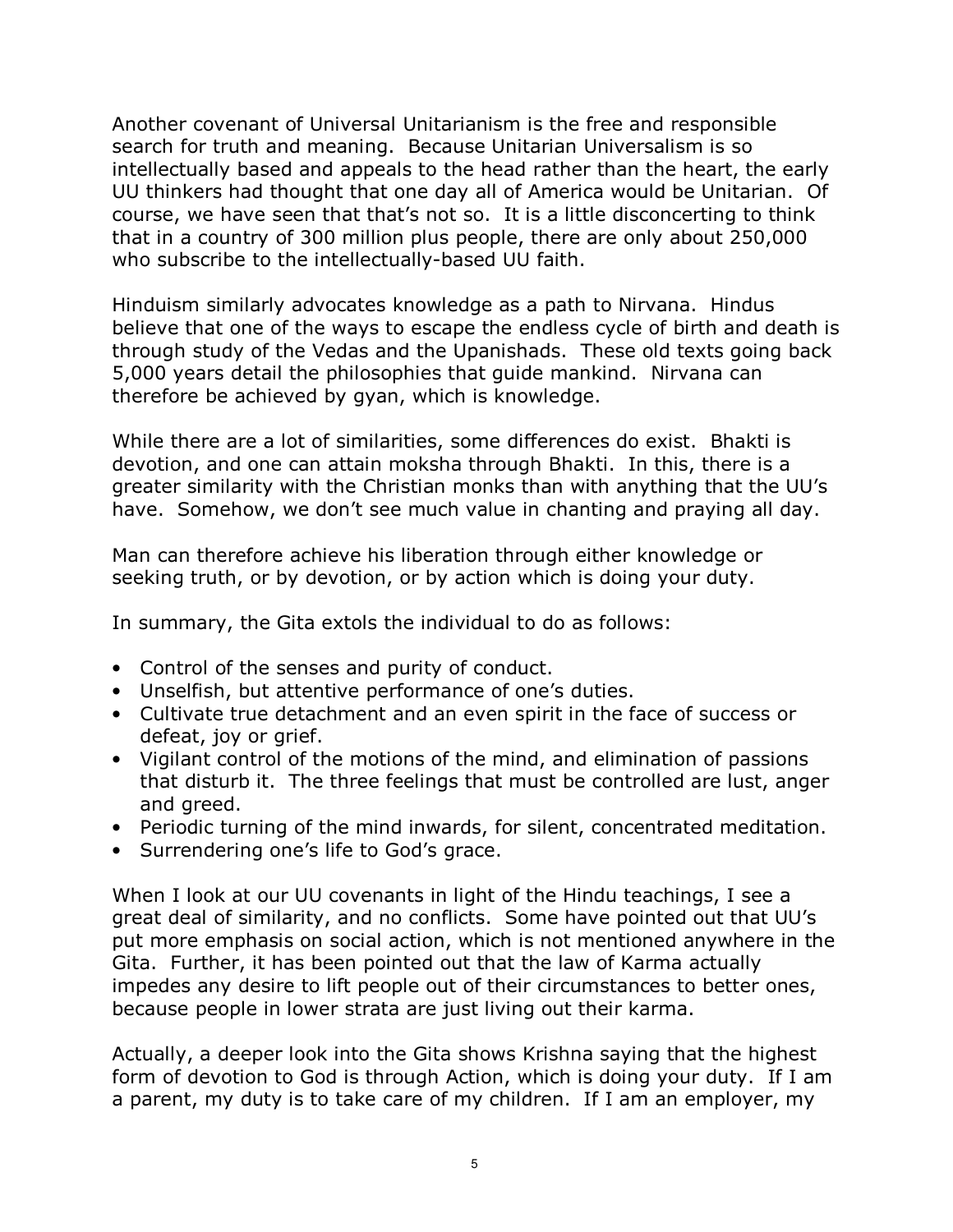Another covenant of Universal Unitarianism is the free and responsible search for truth and meaning. Because Unitarian Universalism is so intellectually based and appeals to the head rather than the heart, the early UU thinkers had thought that one day all of America would be Unitarian. Of course, we have seen that that's not so. It is a little disconcerting to think that in a country of 300 million plus people, there are only about 250,000 who subscribe to the intellectually-based UU faith.

Hinduism similarly advocates knowledge as a path to Nirvana. Hindus believe that one of the ways to escape the endless cycle of birth and death is through study of the Vedas and the Upanishads. These old texts going back 5,000 years detail the philosophies that guide mankind. Nirvana can therefore be achieved by gyan, which is knowledge.

While there are a lot of similarities, some differences do exist. Bhakti is devotion, and one can attain moksha through Bhakti. In this, there is a greater similarity with the Christian monks than with anything that the UU's have. Somehow, we don't see much value in chanting and praying all day.

Man can therefore achieve his liberation through either knowledge or seeking truth, or by devotion, or by action which is doing your duty.

In summary, the Gita extols the individual to do as follows:

- Control of the senses and purity of conduct.
- Unselfish, but attentive performance of one's duties.
- Cultivate true detachment and an even spirit in the face of success or defeat, joy or grief.
- Vigilant control of the motions of the mind, and elimination of passions that disturb it. The three feelings that must be controlled are lust, anger and greed.
- Periodic turning of the mind inwards, for silent, concentrated meditation.
- Surrendering one's life to God's grace.

When I look at our UU covenants in light of the Hindu teachings, I see a great deal of similarity, and no conflicts. Some have pointed out that UU's put more emphasis on social action, which is not mentioned anywhere in the Gita. Further, it has been pointed out that the law of Karma actually impedes any desire to lift people out of their circumstances to better ones, because people in lower strata are just living out their karma.

Actually, a deeper look into the Gita shows Krishna saying that the highest form of devotion to God is through Action, which is doing your duty. If I am a parent, my duty is to take care of my children. If I am an employer, my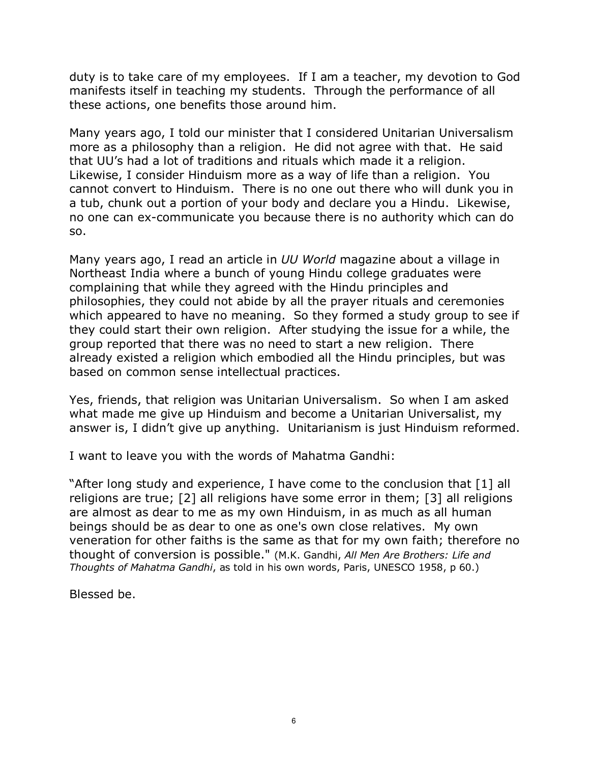duty is to take care of my employees. If I am a teacher, my devotion to God manifests itself in teaching my students. Through the performance of all these actions, one benefits those around him.

Many years ago, I told our minister that I considered Unitarian Universalism more as a philosophy than a religion. He did not agree with that. He said that UU's had a lot of traditions and rituals which made it a religion. Likewise, I consider Hinduism more as a way of life than a religion. You cannot convert to Hinduism. There is no one out there who will dunk you in a tub, chunk out a portion of your body and declare you a Hindu. Likewise, no one can ex-communicate you because there is no authority which can do so.

Many years ago, I read an article in *UU World* magazine about a village in Northeast India where a bunch of young Hindu college graduates were complaining that while they agreed with the Hindu principles and philosophies, they could not abide by all the prayer rituals and ceremonies which appeared to have no meaning. So they formed a study group to see if they could start their own religion. After studying the issue for a while, the group reported that there was no need to start a new religion. There already existed a religion which embodied all the Hindu principles, but was based on common sense intellectual practices.

Yes, friends, that religion was Unitarian Universalism. So when I am asked what made me give up Hinduism and become a Unitarian Universalist, my answer is, I didn't give up anything. Unitarianism is just Hinduism reformed.

I want to leave you with the words of Mahatma Gandhi:

"After long study and experience, I have come to the conclusion that [1] all religions are true; [2] all religions have some error in them; [3] all religions are almost as dear to me as my own Hinduism, in as much as all human beings should be as dear to one as one's own close relatives. My own veneration for other faiths is the same as that for my own faith; therefore no thought of conversion is possible." (M.K. Gandhi, *All Men Are Brothers: Life and Thoughts of Mahatma Gandhi*, as told in his own words, Paris, UNESCO 1958, p 60.)

Blessed be.